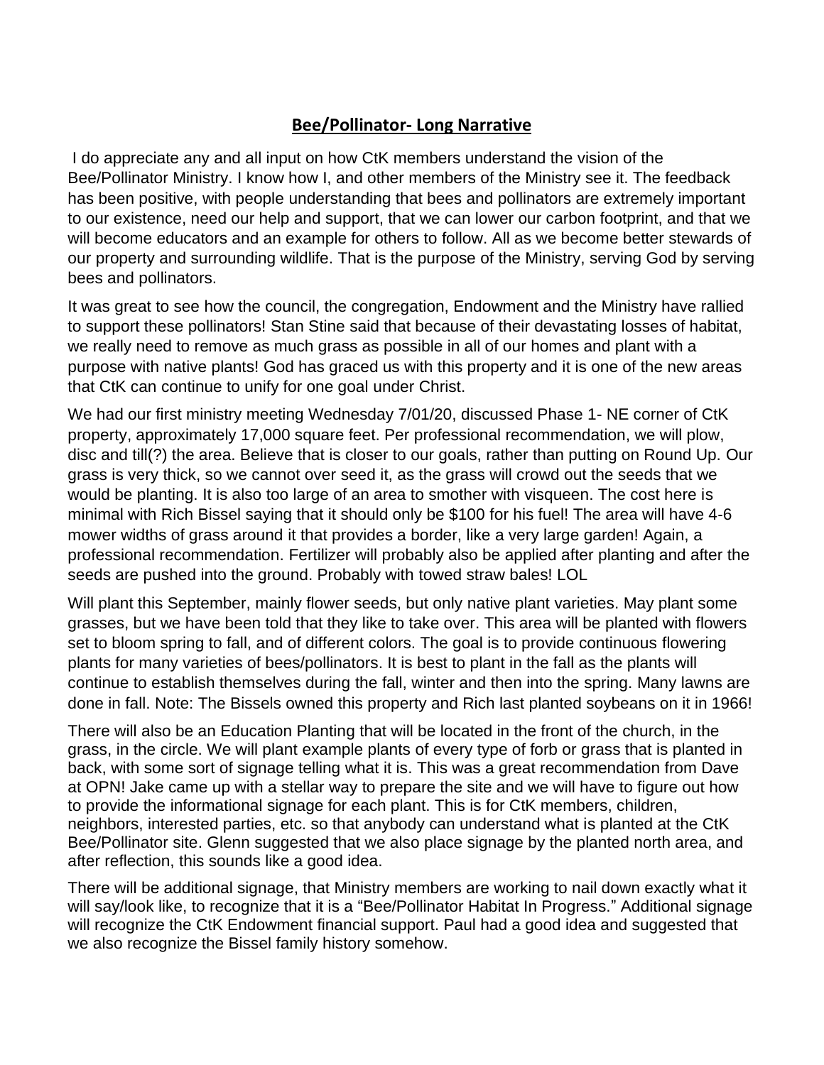## **Bee/Pollinator- Long Narrative**

I do appreciate any and all input on how CtK members understand the vision of the Bee/Pollinator Ministry. I know how I, and other members of the Ministry see it. The feedback has been positive, with people understanding that bees and pollinators are extremely important to our existence, need our help and support, that we can lower our carbon footprint, and that we will become educators and an example for others to follow. All as we become better stewards of our property and surrounding wildlife. That is the purpose of the Ministry, serving God by serving bees and pollinators.

It was great to see how the council, the congregation, Endowment and the Ministry have rallied to support these pollinators! Stan Stine said that because of their devastating losses of habitat, we really need to remove as much grass as possible in all of our homes and plant with a purpose with native plants! God has graced us with this property and it is one of the new areas that CtK can continue to unify for one goal under Christ.

We had our first ministry meeting Wednesday 7/01/20, discussed Phase 1- NE corner of CtK property, approximately 17,000 square feet. Per professional recommendation, we will plow, disc and till(?) the area. Believe that is closer to our goals, rather than putting on Round Up. Our grass is very thick, so we cannot over seed it, as the grass will crowd out the seeds that we would be planting. It is also too large of an area to smother with visqueen. The cost here is minimal with Rich Bissel saying that it should only be $100 for his fuel! The area will have 4-6 mower widths of grass around it that provides a border, like a very large garden! Again, a professional recommendation. Fertilizer will probably also be applied after planting and after the seeds are pushed into the ground. Probably with towed straw bales! LOL

Will plant this September, mainly flower seeds, but only native plant varieties. May plant some grasses, but we have been told that they like to take over. This area will be planted with flowers set to bloom spring to fall, and of different colors. The goal is to provide continuous flowering plants for many varieties of bees/pollinators. It is best to plant in the fall as the plants will continue to establish themselves during the fall, winter and then into the spring. Many lawns are done in fall. Note: The Bissels owned this property and Rich last planted soybeans on it in 1966!

There will also be an Education Planting that will be located in the front of the church, in the grass, in the circle. We will plant example plants of every type of forb or grass that is planted in back, with some sort of signage telling what it is. This was a great recommendation from Dave at OPN! Jake came up with a stellar way to prepare the site and we will have to figure out how to provide the informational signage for each plant. This is for CtK members, children, neighbors, interested parties, etc. so that anybody can understand what is planted at the CtK Bee/Pollinator site. Glenn suggested that we also place signage by the planted north area, and after reflection, this sounds like a good idea.

There will be additional signage, that Ministry members are working to nail down exactly what it will say/look like, to recognize that it is a "Bee/Pollinator Habitat In Progress." Additional signage will recognize the CtK Endowment financial support. Paul had a good idea and suggested that we also recognize the Bissel family history somehow.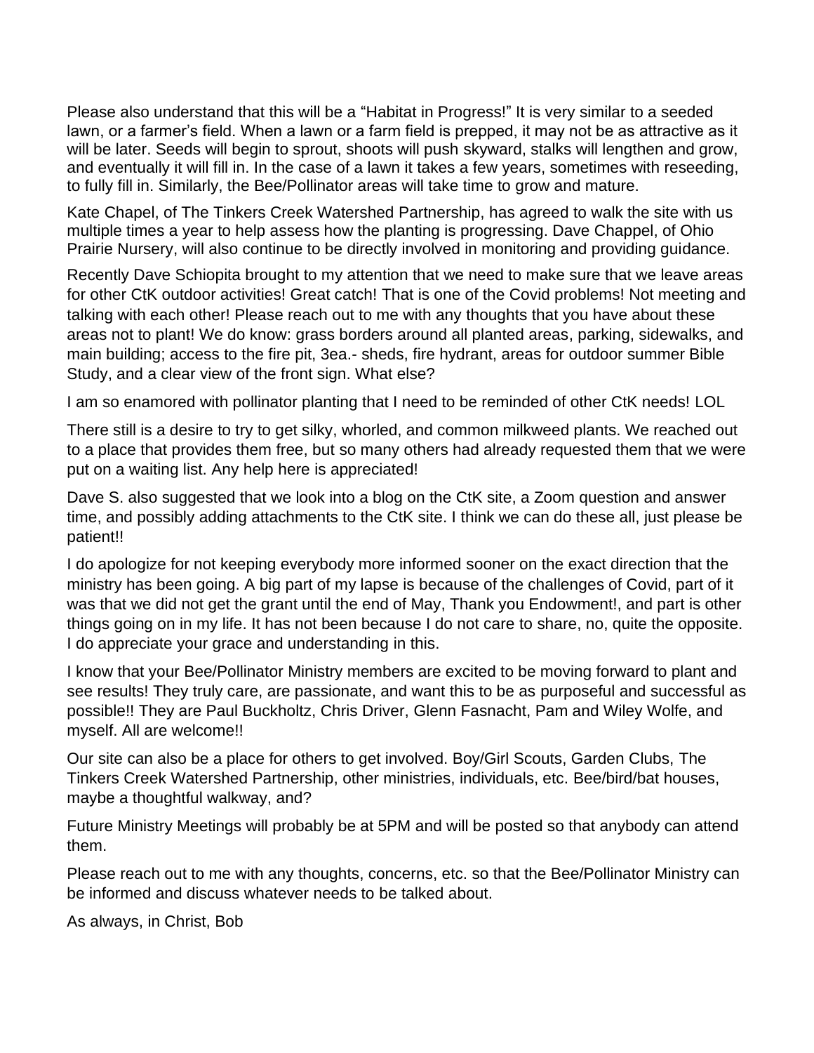Please also understand that this will be a "Habitat in Progress!" It is very similar to a seeded lawn, or a farmer's field. When a lawn or a farm field is prepped, it may not be as attractive as it will be later. Seeds will begin to sprout, shoots will push skyward, stalks will lengthen and grow, and eventually it will fill in. In the case of a lawn it takes a few years, sometimes with reseeding, to fully fill in. Similarly, the Bee/Pollinator areas will take time to grow and mature.

Kate Chapel, of The Tinkers Creek Watershed Partnership, has agreed to walk the site with us multiple times a year to help assess how the planting is progressing. Dave Chappel, of Ohio Prairie Nursery, will also continue to be directly involved in monitoring and providing guidance.

Recently Dave Schiopita brought to my attention that we need to make sure that we leave areas for other CtK outdoor activities! Great catch! That is one of the Covid problems! Not meeting and talking with each other! Please reach out to me with any thoughts that you have about these areas not to plant! We do know: grass borders around all planted areas, parking, sidewalks, and main building; access to the fire pit, 3ea.- sheds, fire hydrant, areas for outdoor summer Bible Study, and a clear view of the front sign. What else?

I am so enamored with pollinator planting that I need to be reminded of other CtK needs! LOL

There still is a desire to try to get silky, whorled, and common milkweed plants. We reached out to a place that provides them free, but so many others had already requested them that we were put on a waiting list. Any help here is appreciated!

Dave S. also suggested that we look into a blog on the CtK site, a Zoom question and answer time, and possibly adding attachments to the CtK site. I think we can do these all, just please be patient!!

I do apologize for not keeping everybody more informed sooner on the exact direction that the ministry has been going. A big part of my lapse is because of the challenges of Covid, part of it was that we did not get the grant until the end of May, Thank you Endowment!, and part is other things going on in my life. It has not been because I do not care to share, no, quite the opposite. I do appreciate your grace and understanding in this.

I know that your Bee/Pollinator Ministry members are excited to be moving forward to plant and see results! They truly care, are passionate, and want this to be as purposeful and successful as possible!! They are Paul Buckholtz, Chris Driver, Glenn Fasnacht, Pam and Wiley Wolfe, and myself. All are welcome!!

Our site can also be a place for others to get involved. Boy/Girl Scouts, Garden Clubs, The Tinkers Creek Watershed Partnership, other ministries, individuals, etc. Bee/bird/bat houses, maybe a thoughtful walkway, and?

Future Ministry Meetings will probably be at 5PM and will be posted so that anybody can attend them.

Please reach out to me with any thoughts, concerns, etc. so that the Bee/Pollinator Ministry can be informed and discuss whatever needs to be talked about.

As always, in Christ, Bob